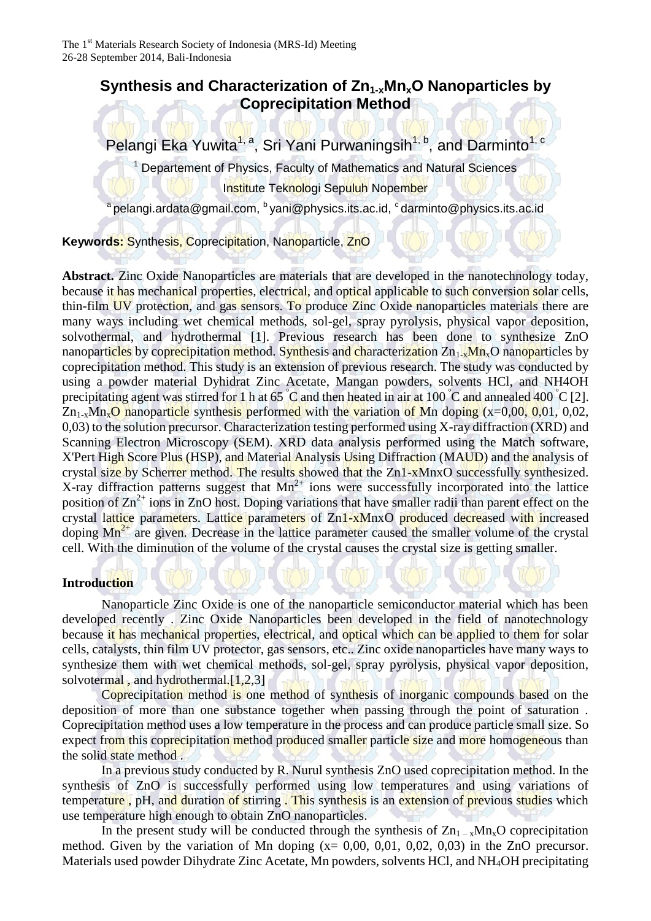The 1st Materials Research Society of Indonesia (MRS-Id) Meeting
26-28 September 2014, Bali-Indonesia

# Synthesis and Characterization of $Zn_{1-x}Mn_xO$ Nanoparticles by Coprecipitation Method

Pelangi Eka Yuwita[1, a], Sri Yani Purwaningsih[1, b], and Darminto[1, c]

[1] Departement of Physics, Faculty of Mathematics and Natural Sciences
Institute Teknologi Sepuluh Nopember

[a] pelangi.ardata@gmail.com, [b] yani@physics.its.ac.id, [c] darminto@physics.its.ac.id

**Keywords:** Synthesis, Coprecipitation, Nanoparticle, ZnO

**Abstract.** Zinc Oxide Nanoparticles are materials that are developed in the nanotechnology today, because it has mechanical properties, electrical, and optical applicable to such conversion solar cells, thin-film UV protection, and gas sensors. To produce Zinc Oxide nanoparticles materials there are many ways including wet chemical methods, sol-gel, spray pyrolysis, physical vapor deposition, solvothermal, and hydrothermal [1]. Previous research has been done to synthesize ZnO nanoparticles by coprecipitation method. Synthesis and characterization $Zn_{1-x}Mn_xO$ nanoparticles by coprecipitation method. This study is an extension of previous research. The study was conducted by using a powder material Dyhidrat Zinc Acetate, Mangan powders, solvents HCl, and NH4OH precipitating agent was stirred for 1 h at 65 °C and then heated in air at 100 °C and annealed 400 °C [2]. $Zn_{1-x}Mn_xO$ nanoparticle synthesis performed with the variation of Mn doping (x=0,00, 0,01, 0,02, 0,03) to the solution precursor. Characterization testing performed using X-ray diffraction (XRD) and Scanning Electron Microscopy (SEM). XRD data analysis performed using the Match software, X'Pert High Score Plus (HSP), and Material Analysis Using Diffraction (MAUD) and the analysis of crystal size by Scherrer method. The results showed that the Zn1-xMnxO successfully synthesized. X-ray diffraction patterns suggest that $Mn^{2+}$ ions were successfully incorporated into the lattice position of $Zn^{2+}$ ions in ZnO host. Doping variations that have smaller radii than parent effect on the crystal lattice parameters. Lattice parameters of Zn1-xMnxO produced decreased with increased doping $Mn^{2+}$ are given. Decrease in the lattice parameter caused the smaller volume of the crystal cell. With the diminution of the volume of the crystal causes the crystal size is getting smaller.

## Introduction

Nanoparticle Zinc Oxide is one of the nanoparticle semiconductor material which has been developed recently . Zinc Oxide Nanoparticles been developed in the field of nanotechnology because it has mechanical properties, electrical, and optical which can be applied to them for solar cells, catalysts, thin film UV protector, gas sensors, etc.. Zinc oxide nanoparticles have many ways to synthesize them with wet chemical methods, sol-gel, spray pyrolysis, physical vapor deposition, solvotermal , and hydrothermal.[1,2,3]

Coprecipitation method is one method of synthesis of inorganic compounds based on the deposition of more than one substance together when passing through the point of saturation . Coprecipitation method uses a low temperature in the process and can produce particle small size. So expect from this coprecipitation method produced smaller particle size and more homogeneous than the solid state method .

In a previous study conducted by R. Nurul synthesis ZnO used coprecipitation method. In the synthesis of ZnO is successfully performed using low temperatures and using variations of temperature , pH, and duration of stirring . This synthesis is an extension of previous studies which use temperature high enough to obtain ZnO nanoparticles.

In the present study will be conducted through the synthesis of $Zn_{1-x}Mn_xO$ coprecipitation method. Given by the variation of Mn doping (x= 0,00, 0,01, 0,02, 0,03) in the ZnO precursor. Materials used powder Dihydrate Zinc Acetate, Mn powders, solvents HCl, and $NH_4OH$ precipitating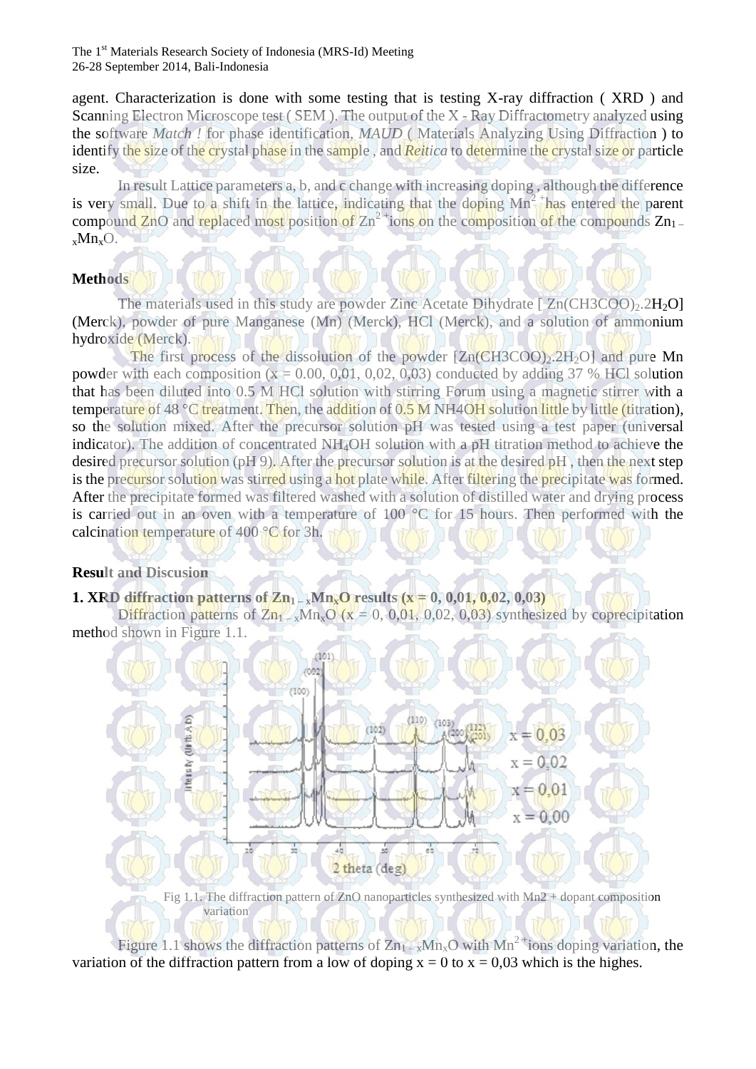agent. Characterization is done with some testing that is testing X-ray diffraction ( XRD ) and Scanning Electron Microscope test ( SEM ). The output of the X - Ray Diffractometry analyzed using the software *Match !* for phase identification, *MAUD* ( Materials Analyzing Using Diffraction ) to identify the size of the crystal phase in the sample , and *Reitica* to determine the crystal size or particle size.

In result Lattice parameters a, b, and c change with increasing doping , although the difference is very small. Due to a shift in the lattice, indicating that the doping $Mn^{2+}$ has entered the parent compound ZnO and replaced most position of $Zn^{2+}$ ions on the composition of the compounds $Zn_{1-x}Mn_xO$.

## Methods

The materials used in this study are powder Zinc Acetate Dihydrate [ $Zn(CH3COO)_2.2H_2O$] (Merck), powder of pure Manganese (Mn) (Merck), HCl (Merck), and a solution of ammonium hydroxide (Merck).

The first process of the dissolution of the powder [$Zn(CH3COO)_2.2H_2O$] and pure Mn powder with each composition (x = 0.00, 0,01, 0,02, 0,03) conducted by adding 37 % HCl solution that has been diluted into 0.5 M HCl solution with stirring Forum using a magnetic stirrer with a temperature of 48 °C treatment. Then, the addition of 0.5 M NH4OH solution little by little (titration), so the solution mixed. After the precursor solution pH was tested using a test paper (universal indicator). The addition of concentrated $NH_4OH$ solution with a pH titration method to achieve the desired precursor solution (pH 9). After the precursor solution is at the desired pH , then the next step is the precursor solution was stirred using a hot plate while. After filtering the precipitate was formed. After the precipitate formed was filtered washed with a solution of distilled water and drying process is carried out in an oven with a temperature of 100 °C for 15 hours. Then performed with the calcination temperature of 400 °C for 3h.

## Result and Discusion

**1. XRD diffraction patterns of $Zn_{1-x}Mn_xO$ results (x = 0, 0,01, 0,02, 0,03)**

Diffraction patterns of $Zn_{1-x}Mn_xO$ (x = 0, 0,01, 0,02, 0,03) synthesized by coprecipitation method shown in Figure 1.1.

Fig 1.1. The diffraction pattern of ZnO nanoparticles synthesized with Mn2 + dopant composition variation

Figure 1.1 shows the diffraction patterns of $Zn_{1-x}Mn_xO$ with $Mn^{2+}$ ions doping variation, the variation of the diffraction pattern from a low of doping x = 0 to x = 0,03 which is the highes.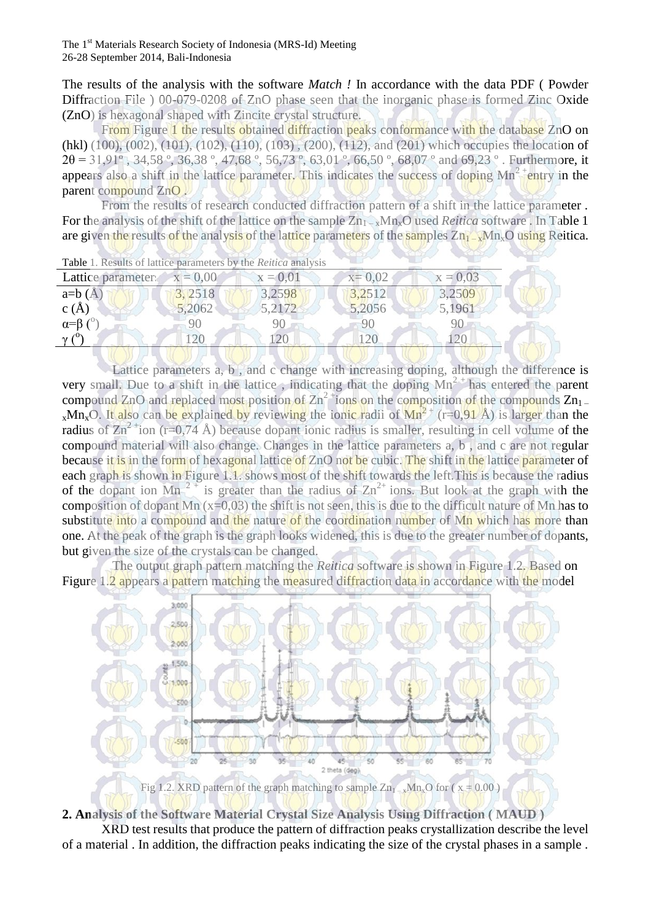The results of the analysis with the software *Match !* In accordance with the data PDF ( Powder Diffraction File ) 00-079-0208 of ZnO phase seen that the inorganic phase is formed Zinc Oxide (ZnO) is hexagonal shaped with Zincite crystal structure.

From Figure 1 the results obtained diffraction peaks conformance with the database ZnO on (hkl) (100), (002), (101), (102), (110), (103) , (200), (112), and (201) which occupies the location of $2\theta$ = 31,91º , 34,58 º, 36,38 º, 47,68 º, 56,73 º, 63,01 º, 66,50 º, 68,07 º and 69,23 º . Furthermore, it appears also a shift in the lattice parameter. This indicates the success of doping $Mn^{2+}$ entry in the parent compound ZnO .

From the results of research conducted diffraction pattern of a shift in the lattice parameter . For the analysis of the shift of the lattice on the sample $Zn_{1-x}Mn_xO$ used *Reitica* software . In Table 1 are given the results of the analysis of the lattice parameters of the samples $Zn_{1-x}Mn_xO$ using Reitica.

Table 1. Results of lattice parameters by the *Reitica* analysis

| Lattice parameters | x = 0,00 | x = 0,01 | x= 0,02 | x = 0,03 |
|---|---|---|---|---|
| a=b (Å) | 3, 2518 | 3,2598 | 3,2512 | 3,2509 |
| c (Å) | 5,2062 | 5,2172 | 5,2056 | 5,1961 |
| $\alpha$=$\beta$ (º) | 90 | 90 | 90 | 90 |
| $\gamma$ (º) | 120 | 120 | 120 | 120 |

Lattice parameters a, b , and c change with increasing doping, although the difference is very small. Due to a shift in the lattice , indicating that the doping $Mn^{2+}$ has entered the parent compound ZnO and replaced most position of $Zn^{2+}$ions on the composition of the compounds $Zn_{1-x}Mn_xO$. It also can be explained by reviewing the ionic radii of $Mn^{2+}$ (r=0,91 Å) is larger than the radius of $Zn^{2+}$ion (r=0,74 Å) because dopant ionic radius is smaller, resulting in cell volume of the compound material will also change. Changes in the lattice parameters a, b , and c are not regular because it is in the form of hexagonal lattice of ZnO not be cubic. The shift in the lattice parameter of each graph is shown in Figure 1.1. shows most of the shift towards the left.This is because the radius of the dopant ion $Mn^{2+}$ is greater than the radius of $Zn^{2+}$ ions. But look at the graph with the composition of dopant Mn (x=0,03) the shift is not seen, this is due to the difficult nature of Mn has to substitute into a compound and the nature of the coordination number of Mn which has more than one. At the peak of the graph is the graph looks widened, this is due to the greater number of dopants, but given the size of the crystals can be changed.

The output graph pattern matching the *Reitica* software is shown in Figure 1.2. Based on Figure 1.2 appears a pattern matching the measured diffraction data in accordance with the model

Fig 1.2. XRD pattern of the graph matching to sample $Zn_{1-x}Mn_xO$ for ( x = 0.00 )

## 2. Analysis of the Software Material Crystal Size Analysis Using Diffraction ( MAUD )

XRD test results that produce the pattern of diffraction peaks crystallization describe the level of a material . In addition, the diffraction peaks indicating the size of the crystal phases in a sample .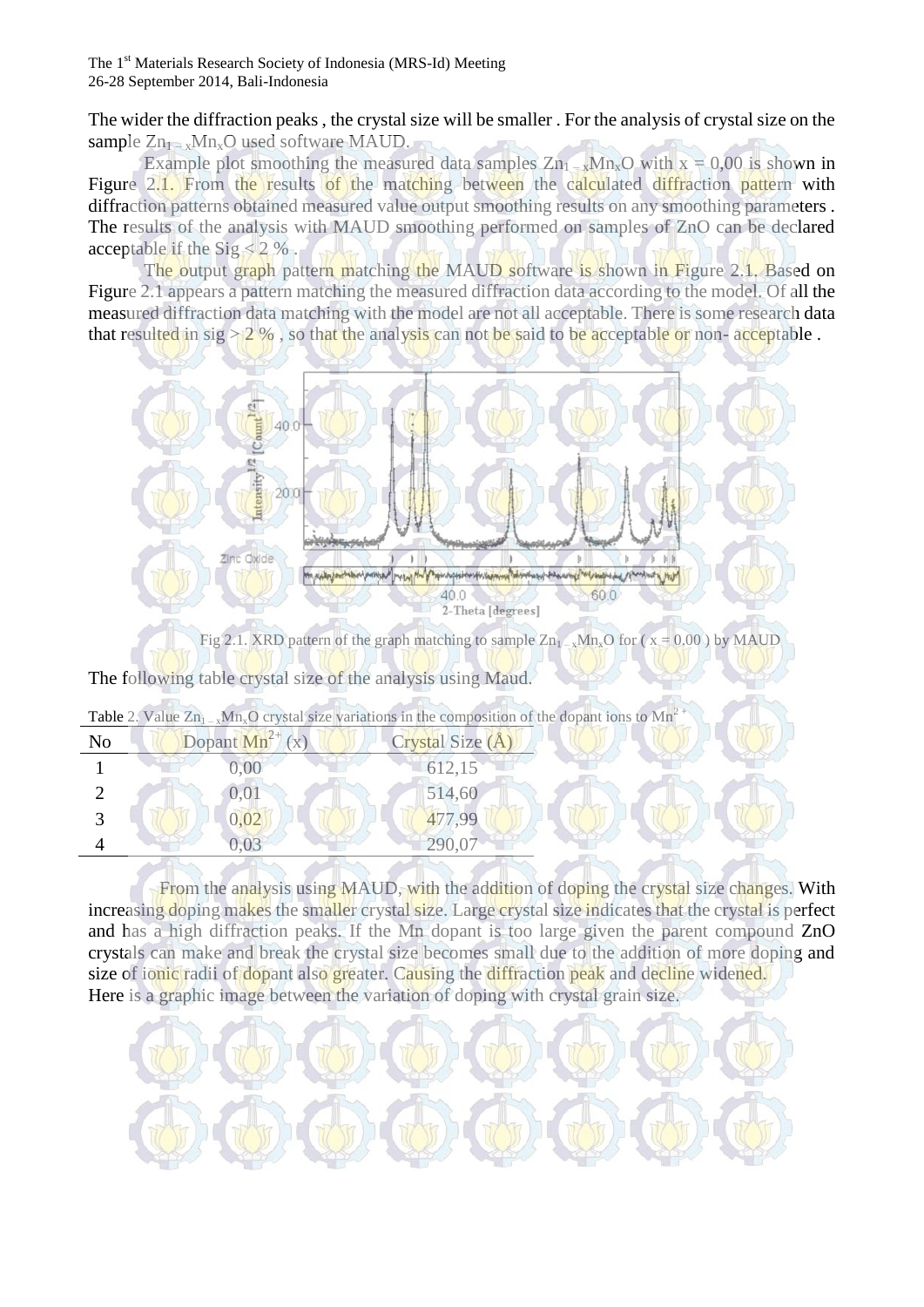The wider the diffraction peaks , the crystal size will be smaller . For the analysis of crystal size on the sample $Zn_{1-x}Mn_xO$ used software MAUD.

Example plot smoothing the measured data samples $Zn_{1-x}Mn_xO$ with x = 0,00 is shown in Figure 2.1. From the results of the matching between the calculated diffraction pattern with diffraction patterns obtained measured value output smoothing results on any smoothing parameters . The results of the analysis with MAUD smoothing performed on samples of ZnO can be declared acceptable if the Sig < 2 % .

The output graph pattern matching the MAUD software is shown in Figure 2.1. Based on Figure 2.1 appears a pattern matching the measured diffraction data according to the model. Of all the measured diffraction data matching with the model are not all acceptable. There is some research data that resulted in sig > 2 % , so that the analysis can not be said to be acceptable or non- acceptable .

Fig 2.1. XRD pattern of the graph matching to sample $Zn_{1-x}Mn_xO$ for ( x = 0.00 ) by MAUD

The following table crystal size of the analysis using Maud.

Table 2. Value $Zn_{1-x}Mn_xO$ crystal size variations in the composition of the dopant ions to $Mn^{2+}$

| No | Dopant $Mn^{2+}$ (x) | Crystal Size (Å) |
|---|---|---|
| 1 | 0,00 | 612,15 |
| 2 | 0,01 | 514,60 |
| 3 | 0,02 | 477,99 |
| 4 | 0,03 | 290,07 |

From the analysis using MAUD, with the addition of doping the crystal size changes. With increasing doping makes the smaller crystal size. Large crystal size indicates that the crystal is perfect and has a high diffraction peaks. If the Mn dopant is too large given the parent compound ZnO crystals can make and break the crystal size becomes small due to the addition of more doping and size of ionic radii of dopant also greater. Causing the diffraction peak and decline widened.
Here is a graphic image between the variation of doping with crystal grain size.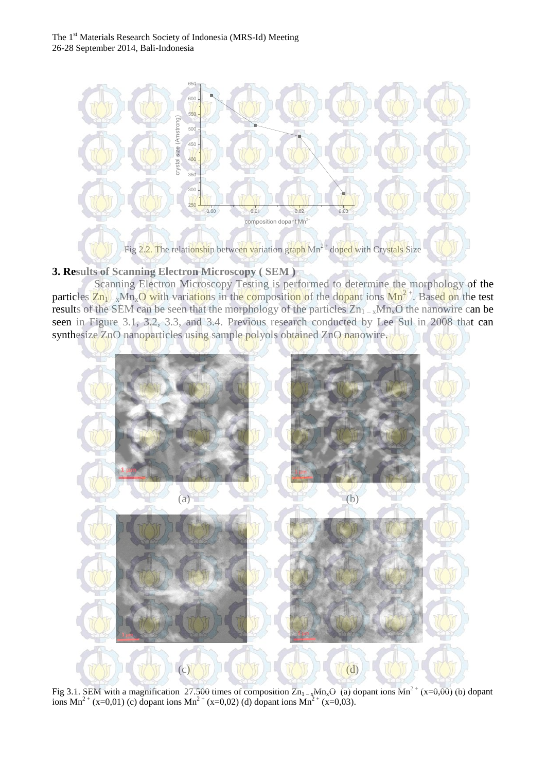Fig 2.2. The relationship between variation graph $Mn^{2+}$ doped with Crystals Size

## 3. Results of Scanning Electron Microscopy ( SEM )

Scanning Electron Microscopy Testing is performed to determine the morphology of the particles $Zn_{1-x}Mn_xO$ with variations in the composition of the dopant ions $Mn^{2+}$. Based on the test results of the SEM can be seen that the morphology of the particles $Zn_{1-x}Mn_xO$ the nanowire can be seen in Figure 3.1, 3.2, 3.3, and 3.4. Previous research conducted by Lee Sul in 2008 that can synthesize ZnO nanoparticles using sample polyols obtained ZnO nanowire.

(a) (b)

(c) (d)

Fig 3.1. SEM with a magnification 27.500 times of composition $Zn_{1-x}Mn_xO$ (a) dopant ions $Mn^{2+}$ (x=0,00) (b) dopant ions $Mn^{2+}$ (x=0,01) (c) dopant ions $Mn^{2+}$ (x=0,02) (d) dopant ions $Mn^{2+}$ (x=0,03).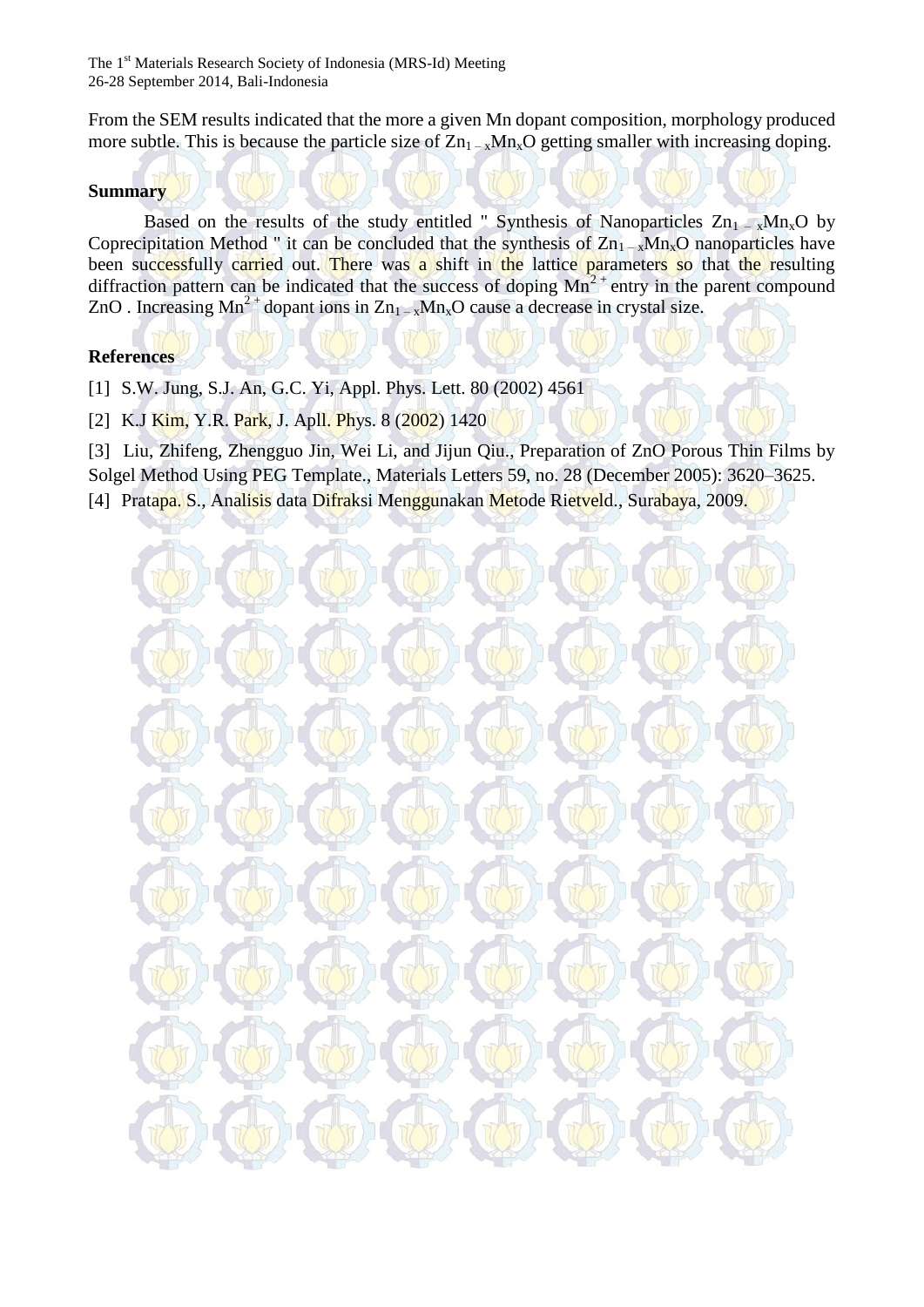From the SEM results indicated that the more a given Mn dopant composition, morphology produced more subtle. This is because the particle size of $Zn_{1-x}Mn_xO$ getting smaller with increasing doping.

## Summary

Based on the results of the study entitled " Synthesis of Nanoparticles $Zn_{1-x}Mn_xO$ by Coprecipitation Method " it can be concluded that the synthesis of $Zn_{1-x}Mn_xO$ nanoparticles have been successfully carried out. There was a shift in the lattice parameters so that the resulting diffraction pattern can be indicated that the success of doping $Mn^{2+}$ entry in the parent compound ZnO . Increasing $Mn^{2+}$ dopant ions in $Zn_{1-x}Mn_xO$ cause a decrease in crystal size.

## References

[1] S.W. Jung, S.J. An, G.C. Yi, Appl. Phys. Lett. 80 (2002) 4561

[2] K.J Kim, Y.R. Park, J. Apll. Phys. 8 (2002) 1420

[3] Liu, Zhifeng, Zhengguo Jin, Wei Li, and Jijun Qiu., Preparation of ZnO Porous Thin Films by Solgel Method Using PEG Template., Materials Letters 59, no. 28 (December 2005): 3620–3625.

[4] Pratapa. S., Analisis data Difraksi Menggunakan Metode Rietveld., Surabaya, 2009.